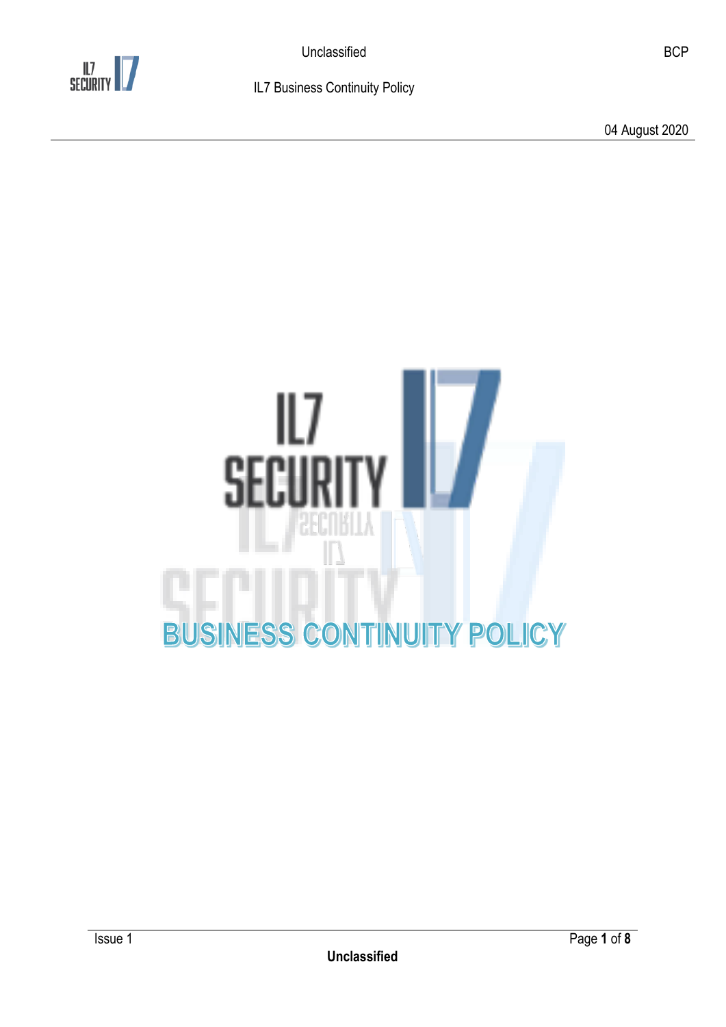# BUSINESS CONTINUITY POLICY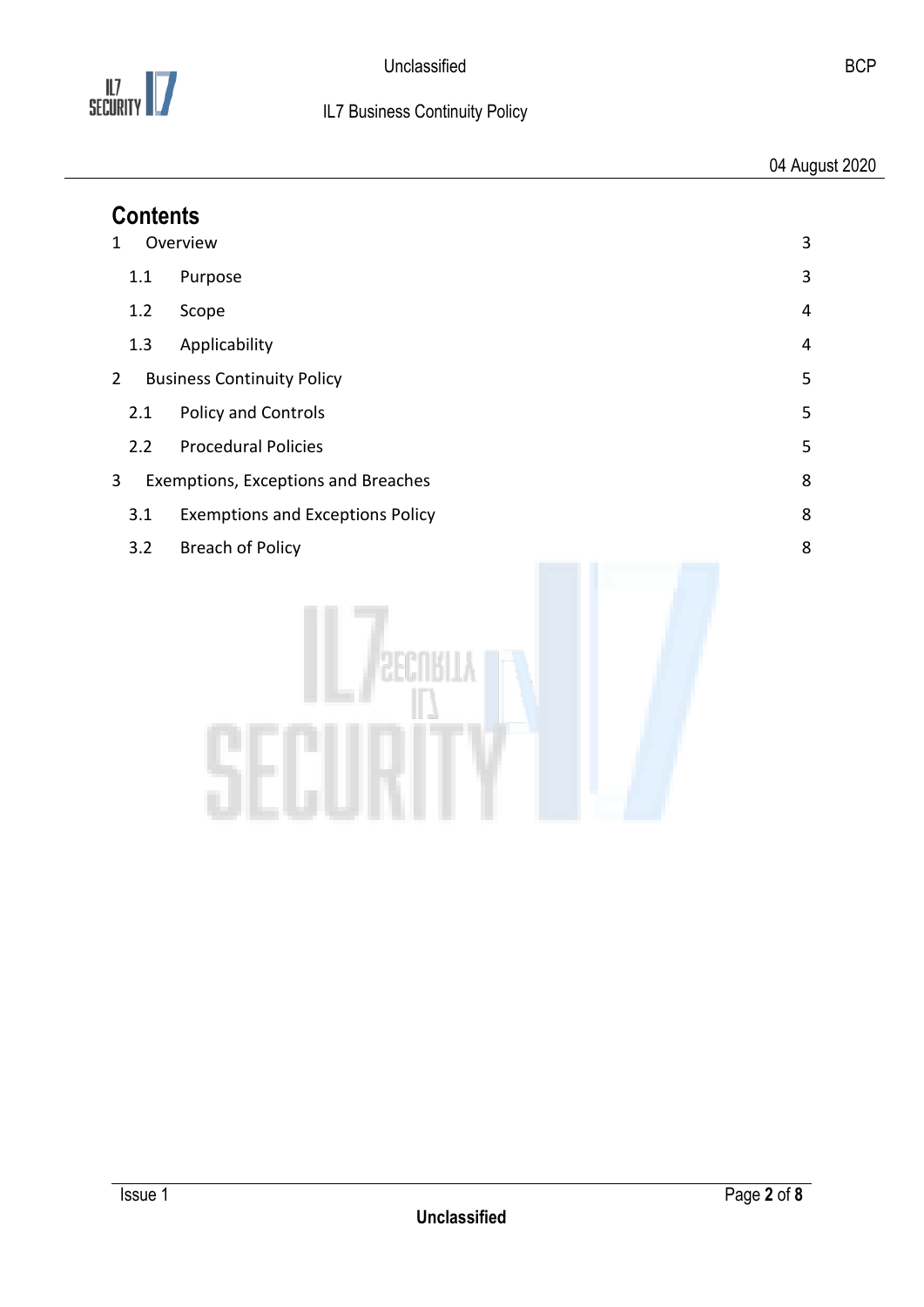## Contents

| | | |
|---|---|---|
| 1 | Overview | 3 |
| 1.1 | Purpose | 3 |
| 1.2 | Scope | 4 |
| 1.3 | Applicability | 4 |
| 2 | Business Continuity Policy | 5 |
| 2.1 | Policy and Controls | 5 |
| 2.2 | Procedural Policies | 5 |
| 3 | Exemptions, Exceptions and Breaches | 8 |
| 3.1 | Exemptions and Exceptions Policy | 8 |
| 3.2 | Breach of Policy | 8 |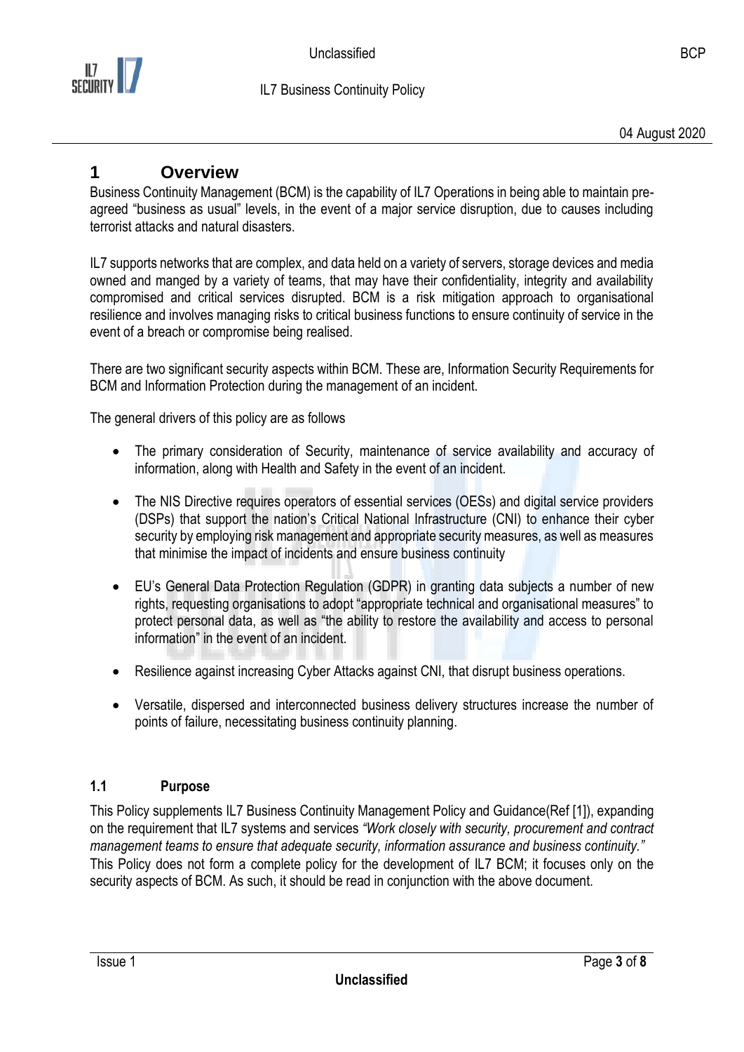# 1 Overview

Business Continuity Management (BCM) is the capability of IL7 Operations in being able to maintain pre-agreed "business as usual" levels, in the event of a major service disruption, due to causes including terrorist attacks and natural disasters.

IL7 supports networks that are complex, and data held on a variety of servers, storage devices and media owned and manged by a variety of teams, that may have their confidentiality, integrity and availability compromised and critical services disrupted. BCM is a risk mitigation approach to organisational resilience and involves managing risks to critical business functions to ensure continuity of service in the event of a breach or compromise being realised.

There are two significant security aspects within BCM. These are, Information Security Requirements for BCM and Information Protection during the management of an incident.

The general drivers of this policy are as follows

- The primary consideration of Security, maintenance of service availability and accuracy of information, along with Health and Safety in the event of an incident.
- The NIS Directive requires operators of essential services (OESs) and digital service providers (DSPs) that support the nation's Critical National Infrastructure (CNI) to enhance their cyber security by employing risk management and appropriate security measures, as well as measures that minimise the impact of incidents and ensure business continuity
- EU's General Data Protection Regulation (GDPR) in granting data subjects a number of new rights, requesting organisations to adopt "appropriate technical and organisational measures" to protect personal data, as well as "the ability to restore the availability and access to personal information" in the event of an incident.
- Resilience against increasing Cyber Attacks against CNI, that disrupt business operations.
- Versatile, dispersed and interconnected business delivery structures increase the number of points of failure, necessitating business continuity planning.

## 1.1 Purpose

This Policy supplements IL7 Business Continuity Management Policy and Guidance(Ref [1]), expanding on the requirement that IL7 systems and services *"Work closely with security, procurement and contract management teams to ensure that adequate security, information assurance and business continuity."* This Policy does not form a complete policy for the development of IL7 BCM; it focuses only on the security aspects of BCM. As such, it should be read in conjunction with the above document.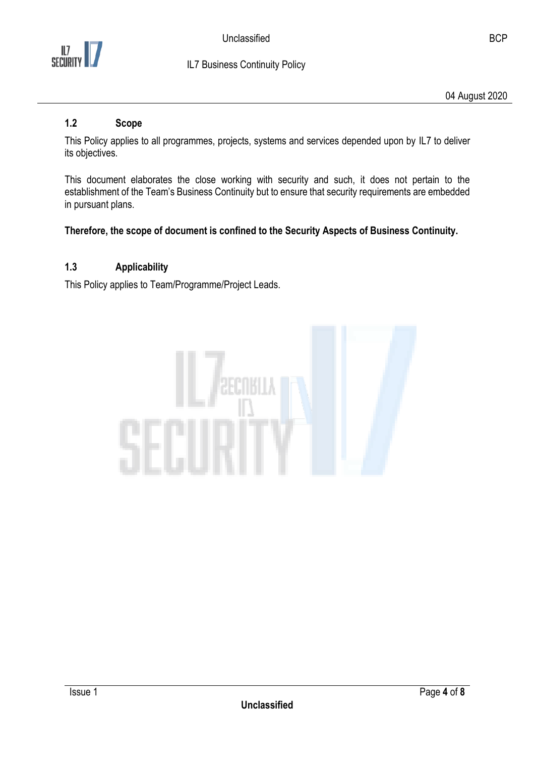### 1.2 Scope

This Policy applies to all programmes, projects, systems and services depended upon by IL7 to deliver its objectives.

This document elaborates the close working with security and such, it does not pertain to the establishment of the Team's Business Continuity but to ensure that security requirements are embedded in pursuant plans.

**Therefore, the scope of document is confined to the Security Aspects of Business Continuity.**

### 1.3 Applicability

This Policy applies to Team/Programme/Project Leads.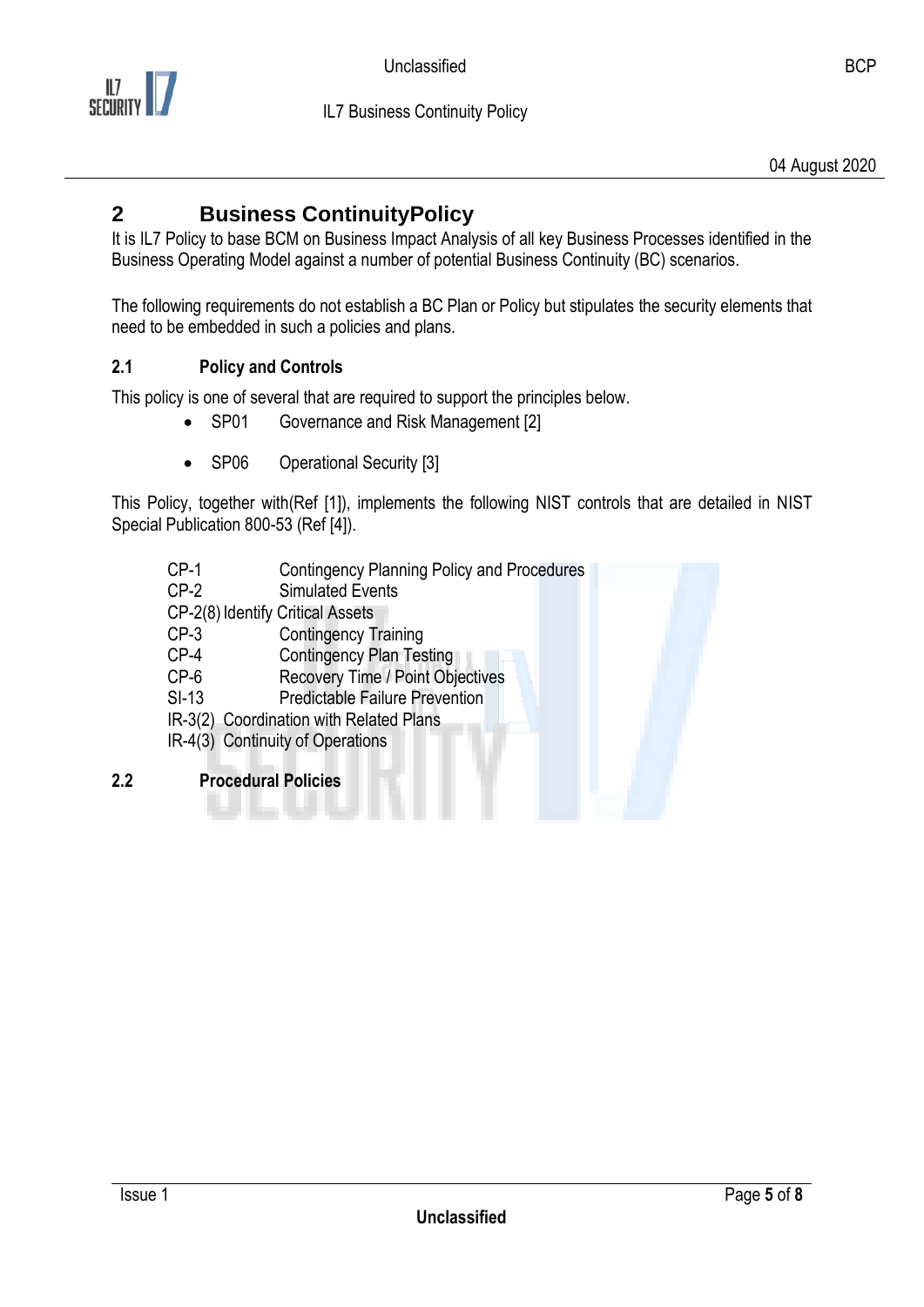# 2 Business ContinuityPolicy

It is IL7 Policy to base BCM on Business Impact Analysis of all key Business Processes identified in the Business Operating Model against a number of potential Business Continuity (BC) scenarios.

The following requirements do not establish a BC Plan or Policy but stipulates the security elements that need to be embedded in such a policies and plans.

## 2.1 Policy and Controls

This policy is one of several that are required to support the principles below.

- SP01 Governance and Risk Management [2]
- SP06 Operational Security [3]

This Policy, together with(Ref [1]), implements the following NIST controls that are detailed in NIST Special Publication 800-53 (Ref [4]).

| | |
|---|---|
| CP-1 | Contingency Planning Policy and Procedures |
| CP-2 | Simulated Events |
| CP-2(8) | Identify Critical Assets |
| CP-3 | Contingency Training |
| CP-4 | Contingency Plan Testing |
| CP-6 | Recovery Time / Point Objectives |
| SI-13 | Predictable Failure Prevention |
| IR-3(2) | Coordination with Related Plans |
| IR-4(3) | Continuity of Operations |

## 2.2 Procedural Policies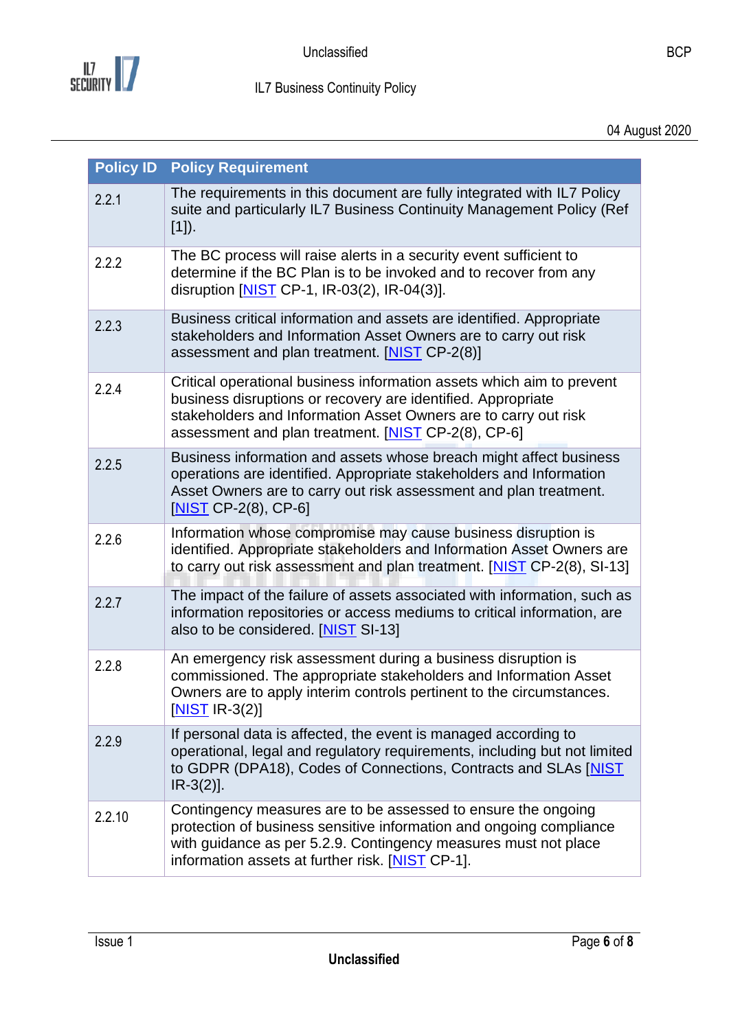| Policy ID | Policy Requirement |
|---|---|
| 2.2.1 | The requirements in this document are fully integrated with IL7 Policy suite and particularly IL7 Business Continuity Management Policy (Ref [1]). |
| 2.2.2 | The BC process will raise alerts in a security event sufficient to determine if the BC Plan is to be invoked and to recover from any disruption [NIST CP-1, IR-03(2), IR-04(3)]. |
| 2.2.3 | Business critical information and assets are identified. Appropriate stakeholders and Information Asset Owners are to carry out risk assessment and plan treatment. [NIST CP-2(8)] |
| 2.2.4 | Critical operational business information assets which aim to prevent business disruptions or recovery are identified. Appropriate stakeholders and Information Asset Owners are to carry out risk assessment and plan treatment. [NIST CP-2(8), CP-6] |
| 2.2.5 | Business information and assets whose breach might affect business operations are identified. Appropriate stakeholders and Information Asset Owners are to carry out risk assessment and plan treatment. [NIST CP-2(8), CP-6] |
| 2.2.6 | Information whose compromise may cause business disruption is identified. Appropriate stakeholders and Information Asset Owners are to carry out risk assessment and plan treatment. [NIST CP-2(8), SI-13] |
| 2.2.7 | The impact of the failure of assets associated with information, such as information repositories or access mediums to critical information, are also to be considered. [NIST SI-13] |
| 2.2.8 | An emergency risk assessment during a business disruption is commissioned. The appropriate stakeholders and Information Asset Owners are to apply interim controls pertinent to the circumstances. [NIST IR-3(2)] |
| 2.2.9 | If personal data is affected, the event is managed according to operational, legal and regulatory requirements, including but not limited to GDPR (DPA18), Codes of Connections, Contracts and SLAs [NIST IR-3(2)]. |
| 2.2.10 | Contingency measures are to be assessed to ensure the ongoing protection of business sensitive information and ongoing compliance with guidance as per 5.2.9. Contingency measures must not place information assets at further risk. [NIST CP-1]. |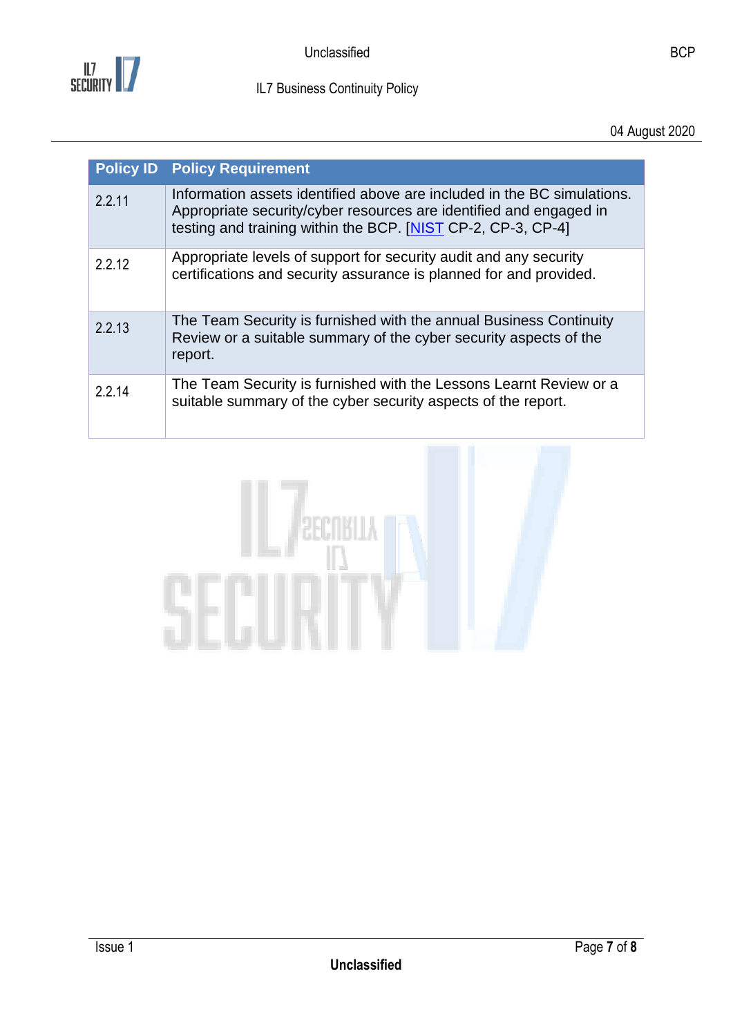| Policy ID | Policy Requirement |
| --- | --- |
| 2.2.11 | Information assets identified above are included in the BC simulations. Appropriate security/cyber resources are identified and engaged in testing and training within the BCP. [NIST CP-2, CP-3, CP-4] |
| 2.2.12 | Appropriate levels of support for security audit and any security certifications and security assurance is planned for and provided. |
| 2.2.13 | The Team Security is furnished with the annual Business Continuity Review or a suitable summary of the cyber security aspects of the report. |
| 2.2.14 | The Team Security is furnished with the Lessons Learnt Review or a suitable summary of the cyber security aspects of the report. |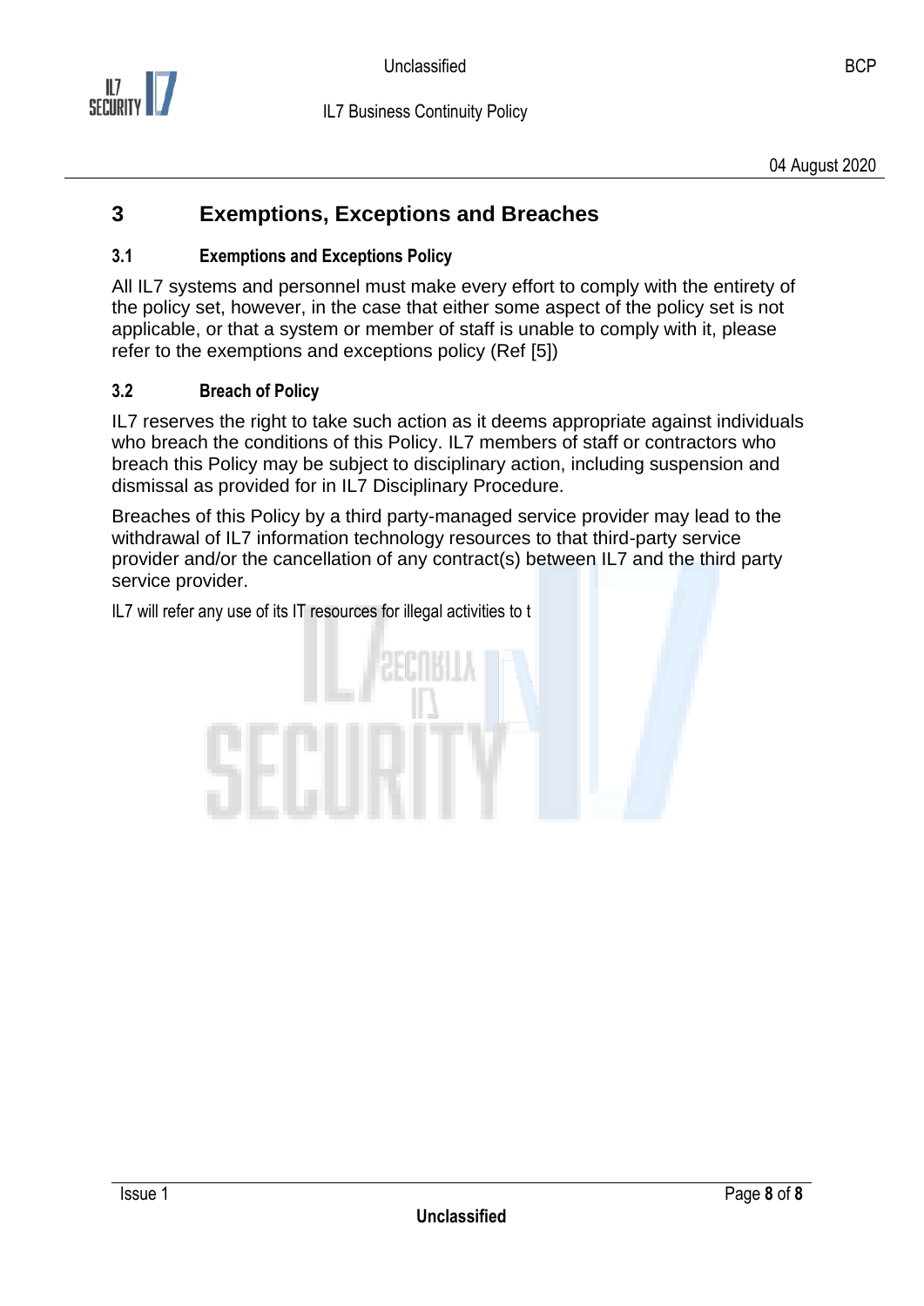# 3 Exemptions, Exceptions and Breaches

## 3.1 Exemptions and Exceptions Policy

All IL7 systems and personnel must make every effort to comply with the entirety of the policy set, however, in the case that either some aspect of the policy set is not applicable, or that a system or member of staff is unable to comply with it, please refer to the exemptions and exceptions policy (Ref [5])

## 3.2 Breach of Policy

IL7 reserves the right to take such action as it deems appropriate against individuals who breach the conditions of this Policy. IL7 members of staff or contractors who breach this Policy may be subject to disciplinary action, including suspension and dismissal as provided for in IL7 Disciplinary Procedure.

Breaches of this Policy by a third party-managed service provider may lead to the withdrawal of IL7 information technology resources to that third-party service provider and/or the cancellation of any contract(s) between IL7 and the third party service provider.

IL7 will refer any use of its IT resources for illegal activities to t